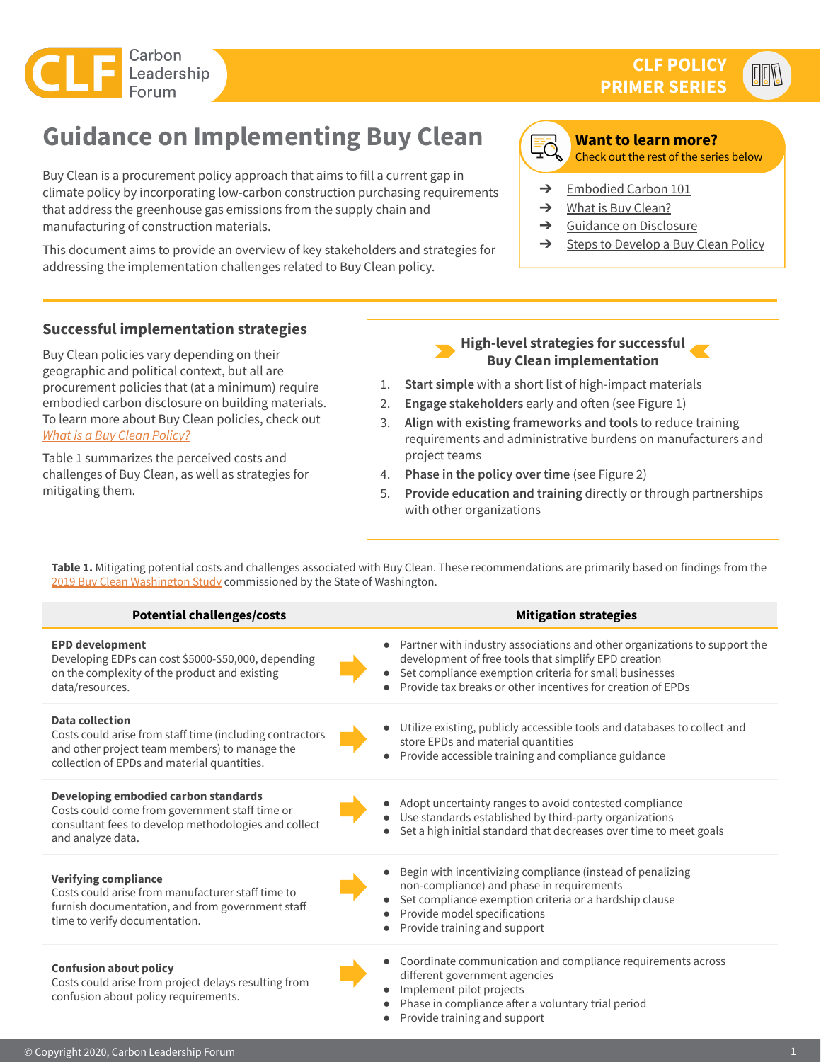Carbon Leadership Forum

CLF POLICY PRIMER SERIES

# Guidance on Implementing Buy Clean

Buy Clean is a procurement policy approach that aims to fill a current gap in climate policy by incorporating low-carbon construction purchasing requirements that address the greenhouse gas emissions from the supply chain and manufacturing of construction materials.

This document aims to provide an overview of key stakeholders and strategies for addressing the implementation challenges related to Buy Clean policy.

**Want to learn more?**
Check out the rest of the series below

- → Embodied Carbon 101
- → What is Buy Clean?
- → Guidance on Disclosure
- → Steps to Develop a Buy Clean Policy

## Successful implementation strategies

Buy Clean policies vary depending on their geographic and political context, but all are procurement policies that (at a minimum) require embodied carbon disclosure on building materials. To learn more about Buy Clean policies, check out *What is a Buy Clean Policy?*

Table 1 summarizes the perceived costs and challenges of Buy Clean, as well as strategies for mitigating them.

### High-level strategies for successful Buy Clean implementation

1. **Start simple** with a short list of high-impact materials
2. **Engage stakeholders** early and often (see Figure 1)
3. **Align with existing frameworks and tools** to reduce training requirements and administrative burdens on manufacturers and project teams
4. **Phase in the policy over time** (see Figure 2)
5. **Provide education and training** directly or through partnerships with other organizations

**Table 1.** Mitigating potential costs and challenges associated with Buy Clean. These recommendations are primarily based on findings from the 2019 Buy Clean Washington Study commissioned by the State of Washington.

| Potential challenges/costs | Mitigation strategies |
|---|---|
| **EPD development**<br>Developing EDPs can cost $5000-$50,000, depending on the complexity of the product and existing data/resources. | • Partner with industry associations and other organizations to support the development of free tools that simplify EPD creation<br>• Set compliance exemption criteria for small businesses<br>• Provide tax breaks or other incentives for creation of EPDs |
| **Data collection**<br>Costs could arise from staff time (including contractors and other project team members) to manage the collection of EPDs and material quantities. | • Utilize existing, publicly accessible tools and databases to collect and store EPDs and material quantities<br>• Provide accessible training and compliance guidance |
| **Developing embodied carbon standards**<br>Costs could come from government staff time or consultant fees to develop methodologies and collect and analyze data. | • Adopt uncertainty ranges to avoid contested compliance<br>• Use standards established by third-party organizations<br>• Set a high initial standard that decreases over time to meet goals |
| **Verifying compliance**<br>Costs could arise from manufacturer staff time to furnish documentation, and from government staff time to verify documentation. | • Begin with incentivizing compliance (instead of penalizing non-compliance) and phase in requirements<br>• Set compliance exemption criteria or a hardship clause<br>• Provide model specifications<br>• Provide training and support |
| **Confusion about policy**<br>Costs could arise from project delays resulting from confusion about policy requirements. | • Coordinate communication and compliance requirements across different government agencies<br>• Implement pilot projects<br>• Phase in compliance after a voluntary trial period<br>• Provide training and support |

© Copyright 2020, Carbon Leadership Forum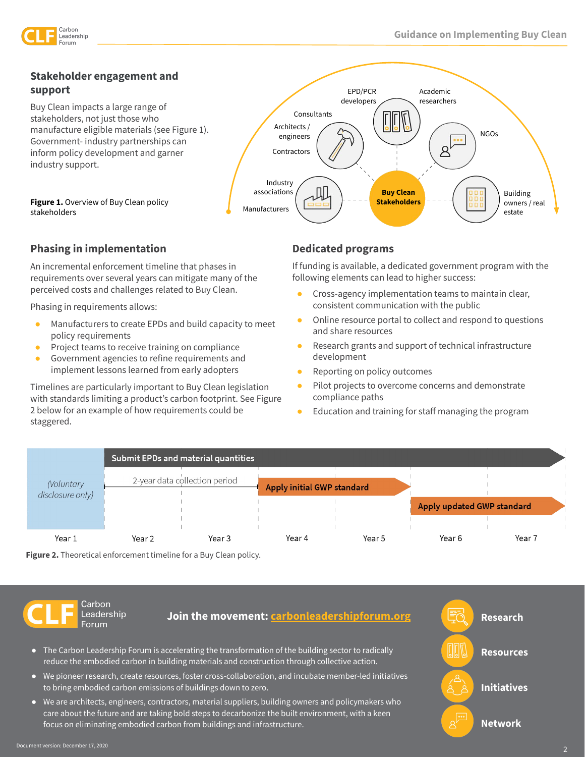## Stakeholder engagement and support

Buy Clean impacts a large range of stakeholders, not just those who manufacture eligible materials (see Figure 1). Government- industry partnerships can inform policy development and garner industry support.

Buy Clean Stakeholders

EPD/PCR developers

Academic researchers

Consultants

Architects / engineers

Contractors

NGOs

Industry associations

Manufacturers

Building owners / real estate

**Figure 1.** Overview of Buy Clean policy stakeholders

## Phasing in implementation

An incremental enforcement timeline that phases in requirements over several years can mitigate many of the perceived costs and challenges related to Buy Clean.

Phasing in requirements allows:

- Manufacturers to create EPDs and build capacity to meet policy requirements
- Project teams to receive training on compliance
- Government agencies to refine requirements and implement lessons learned from early adopters

Timelines are particularly important to Buy Clean legislation with standards limiting a product's carbon footprint. See Figure 2 below for an example of how requirements could be staggered.

## Dedicated programs

If funding is available, a dedicated government program with the following elements can lead to higher success:

- Cross-agency implementation teams to maintain clear, consistent communication with the public
- Online resource portal to collect and respond to questions and share resources
- Research grants and support of technical infrastructure development
- Reporting on policy outcomes
- Pilot projects to overcome concerns and demonstrate compliance paths
- Education and training for staff managing the program

Submit EPDs and material quantities

*(Voluntary disclosure only)*

2-year data collection period

Apply initial GWP standard

Apply updated GWP standard

Year 1

Year 2

Year 3

Year 4

Year 5

Year 6

Year 7

**Figure 2.** Theoretical enforcement timeline for a Buy Clean policy.

**Join the movement: carbonleadershipforum.org**

- The Carbon Leadership Forum is accelerating the transformation of the building sector to radically reduce the embodied carbon in building materials and construction through collective action.
- We pioneer research, create resources, foster cross-collaboration, and incubate member-led initiatives to bring embodied carbon emissions of buildings down to zero.
- We are architects, engineers, contractors, material suppliers, building owners and policymakers who care about the future and are taking bold steps to decarbonize the built environment, with a keen focus on eliminating embodied carbon from buildings and infrastructure.

**Research**

**Resources**

**Initiatives**

**Network**

Document version: December 17, 2020